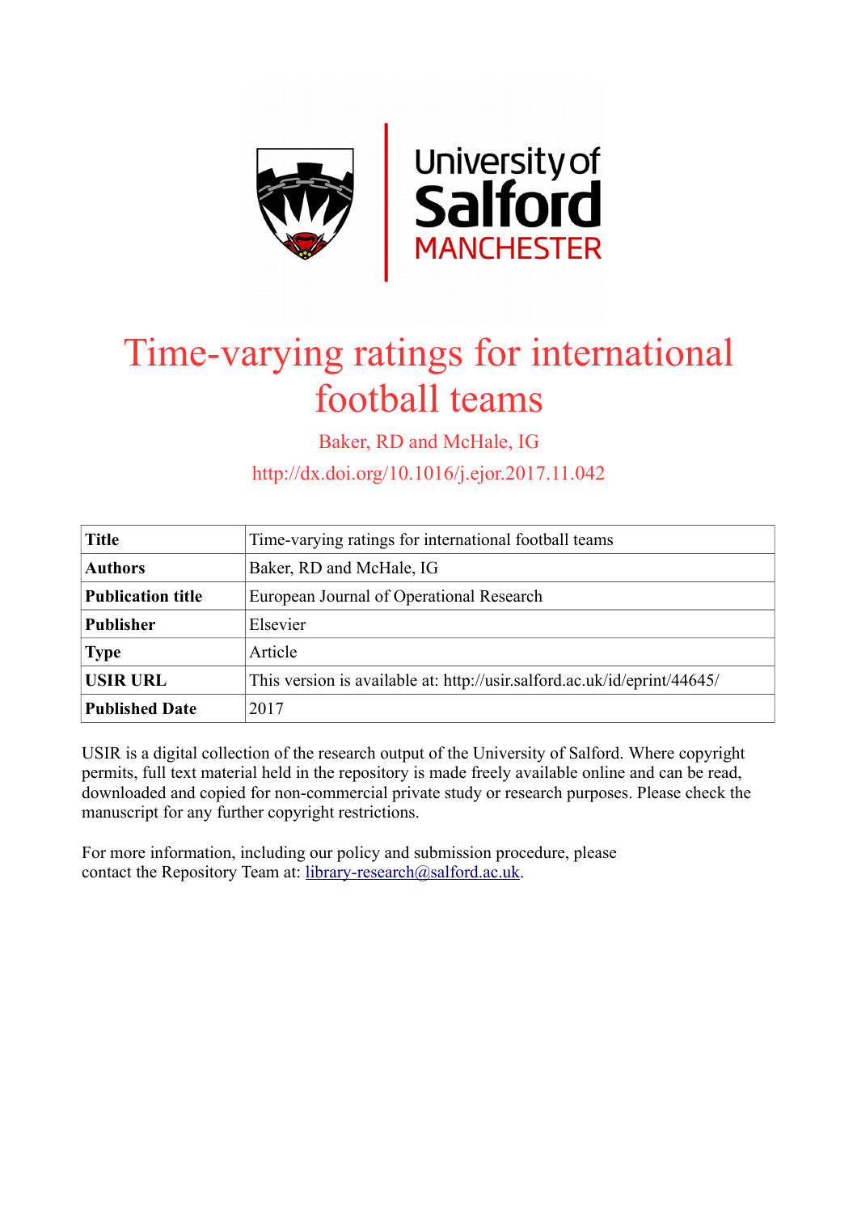# Time-varying ratings for international football teams

Baker, RD and McHale, IG

http://dx.doi.org/10.1016/j.ejor.2017.11.042

| **Title** | Time-varying ratings for international football teams |
| --- | --- |
| **Authors** | Baker, RD and McHale, IG |
| **Publication title** | European Journal of Operational Research |
| **Publisher** | Elsevier |
| **Type** | Article |
| **USIR URL** | This version is available at: http://usir.salford.ac.uk/id/eprint/44645/ |
| **Published Date** | 2017 |

USIR is a digital collection of the research output of the University of Salford. Where copyright permits, full text material held in the repository is made freely available online and can be read, downloaded and copied for non-commercial private study or research purposes. Please check the manuscript for any further copyright restrictions.

For more information, including our policy and submission procedure, please contact the Repository Team at: library-research@salford.ac.uk.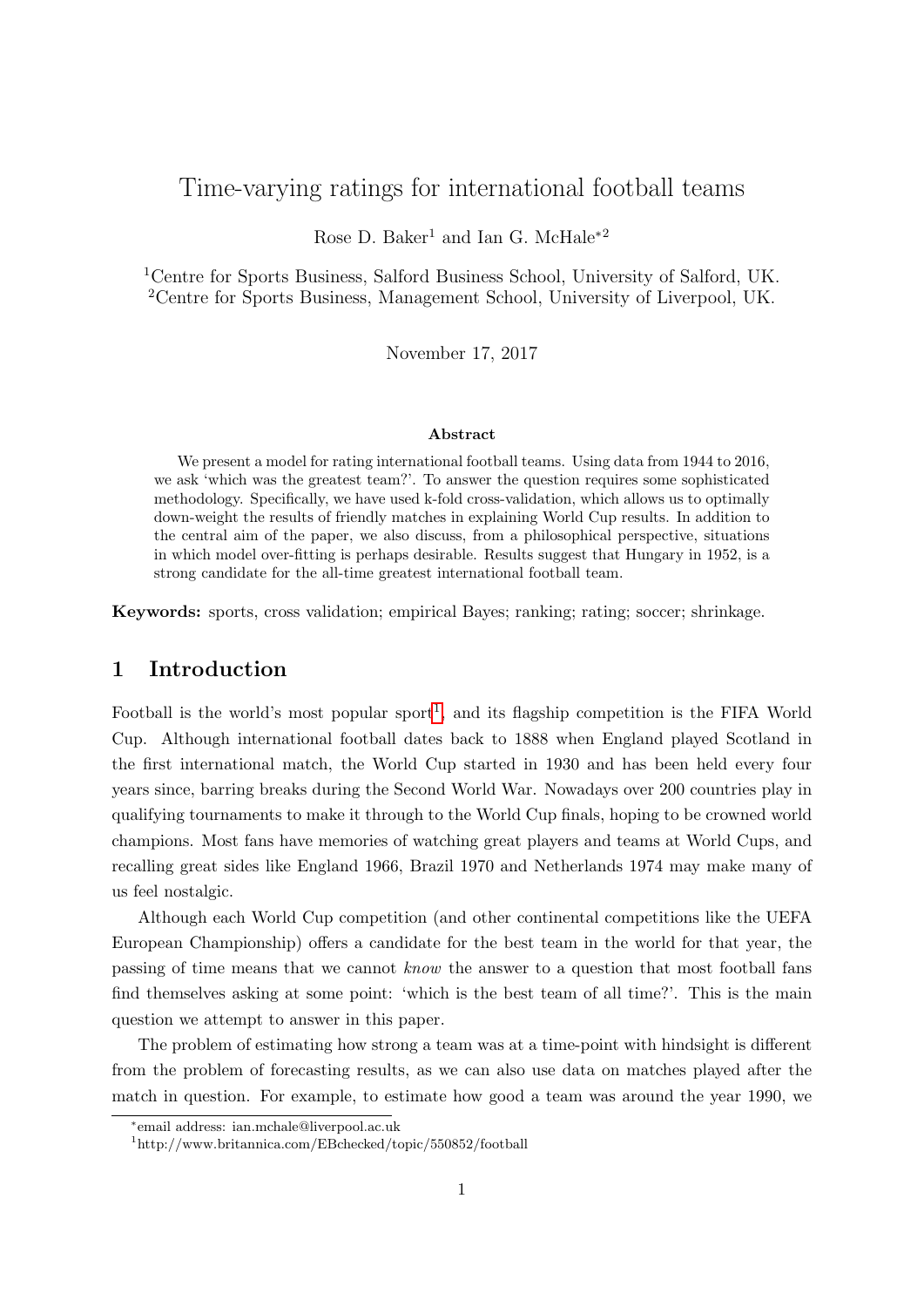# Time-varying ratings for international football teams

Rose D. Baker[1] and Ian G. McHale*[2]

[1]Centre for Sports Business, Salford Business School, University of Salford, UK.
[2]Centre for Sports Business, Management School, University of Liverpool, UK.

November 17, 2017

**Abstract**

We present a model for rating international football teams. Using data from 1944 to 2016, we ask 'which was the greatest team?'. To answer the question requires some sophisticated methodology. Specifically, we have used k-fold cross-validation, which allows us to optimally down-weight the results of friendly matches in explaining World Cup results. In addition to the central aim of the paper, we also discuss, from a philosophical perspective, situations in which model over-fitting is perhaps desirable. Results suggest that Hungary in 1952, is a strong candidate for the all-time greatest international football team.

**Keywords:** sports, cross validation; empirical Bayes; ranking; rating; soccer; shrinkage.

## 1 Introduction

Football is the world's most popular sport[1], and its flagship competition is the FIFA World Cup. Although international football dates back to 1888 when England played Scotland in the first international match, the World Cup started in 1930 and has been held every four years since, barring breaks during the Second World War. Nowadays over 200 countries play in qualifying tournaments to make it through to the World Cup finals, hoping to be crowned world champions. Most fans have memories of watching great players and teams at World Cups, and recalling great sides like England 1966, Brazil 1970 and Netherlands 1974 may make many of us feel nostalgic.

Although each World Cup competition (and other continental competitions like the UEFA European Championship) offers a candidate for the best team in the world for that year, the passing of time means that we cannot *know* the answer to a question that most football fans find themselves asking at some point: 'which is the best team of all time?'. This is the main question we attempt to answer in this paper.

The problem of estimating how strong a team was at a time-point with hindsight is different from the problem of forecasting results, as we can also use data on matches played after the match in question. For example, to estimate how good a team was around the year 1990, we

*email address: ian.mchale@liverpool.ac.uk

[1]http://www.britannica.com/EBchecked/topic/550852/football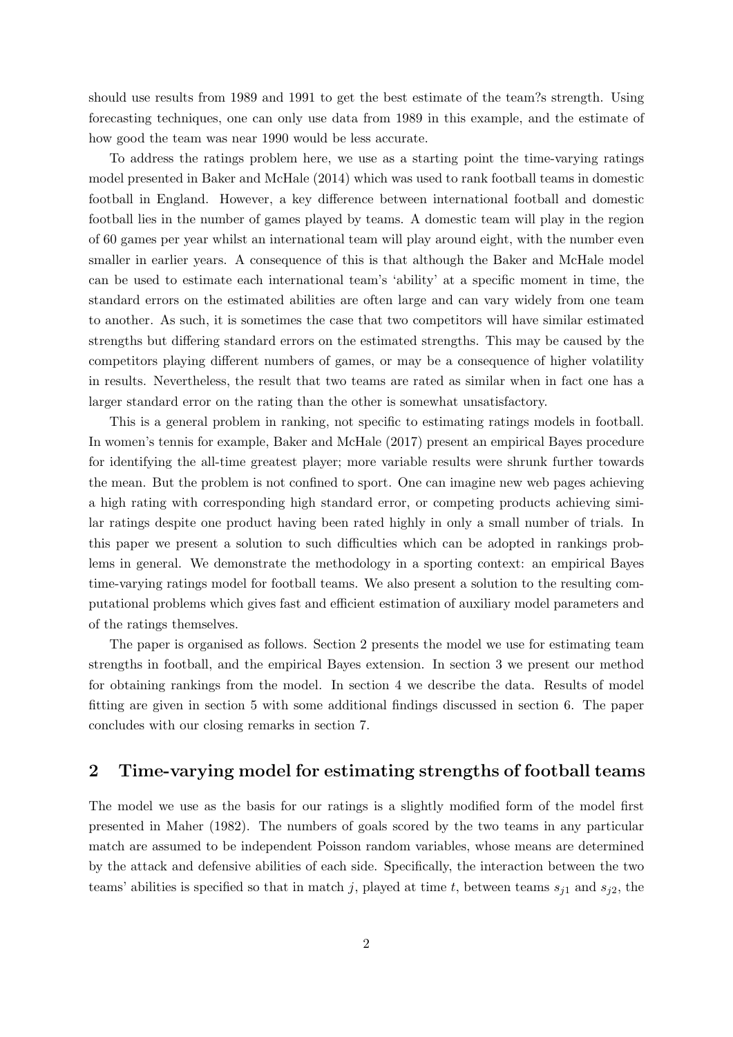should use results from 1989 and 1991 to get the best estimate of the team?s strength. Using forecasting techniques, one can only use data from 1989 in this example, and the estimate of how good the team was near 1990 would be less accurate.

To address the ratings problem here, we use as a starting point the time-varying ratings model presented in Baker and McHale (2014) which was used to rank football teams in domestic football in England. However, a key difference between international football and domestic football lies in the number of games played by teams. A domestic team will play in the region of 60 games per year whilst an international team will play around eight, with the number even smaller in earlier years. A consequence of this is that although the Baker and McHale model can be used to estimate each international team's 'ability' at a specific moment in time, the standard errors on the estimated abilities are often large and can vary widely from one team to another. As such, it is sometimes the case that two competitors will have similar estimated strengths but differing standard errors on the estimated strengths. This may be caused by the competitors playing different numbers of games, or may be a consequence of higher volatility in results. Nevertheless, the result that two teams are rated as similar when in fact one has a larger standard error on the rating than the other is somewhat unsatisfactory.

This is a general problem in ranking, not specific to estimating ratings models in football. In women's tennis for example, Baker and McHale (2017) present an empirical Bayes procedure for identifying the all-time greatest player; more variable results were shrunk further towards the mean. But the problem is not confined to sport. One can imagine new web pages achieving a high rating with corresponding high standard error, or competing products achieving similar ratings despite one product having been rated highly in only a small number of trials. In this paper we present a solution to such difficulties which can be adopted in rankings problems in general. We demonstrate the methodology in a sporting context: an empirical Bayes time-varying ratings model for football teams. We also present a solution to the resulting computational problems which gives fast and efficient estimation of auxiliary model parameters and of the ratings themselves.

The paper is organised as follows. Section 2 presents the model we use for estimating team strengths in football, and the empirical Bayes extension. In section 3 we present our method for obtaining rankings from the model. In section 4 we describe the data. Results of model fitting are given in section 5 with some additional findings discussed in section 6. The paper concludes with our closing remarks in section 7.

## 2 Time-varying model for estimating strengths of football teams

The model we use as the basis for our ratings is a slightly modified form of the model first presented in Maher (1982). The numbers of goals scored by the two teams in any particular match are assumed to be independent Poisson random variables, whose means are determined by the attack and defensive abilities of each side. Specifically, the interaction between the two teams' abilities is specified so that in match $j$, played at time $t$, between teams $s_{j1}$ and $s_{j2}$, the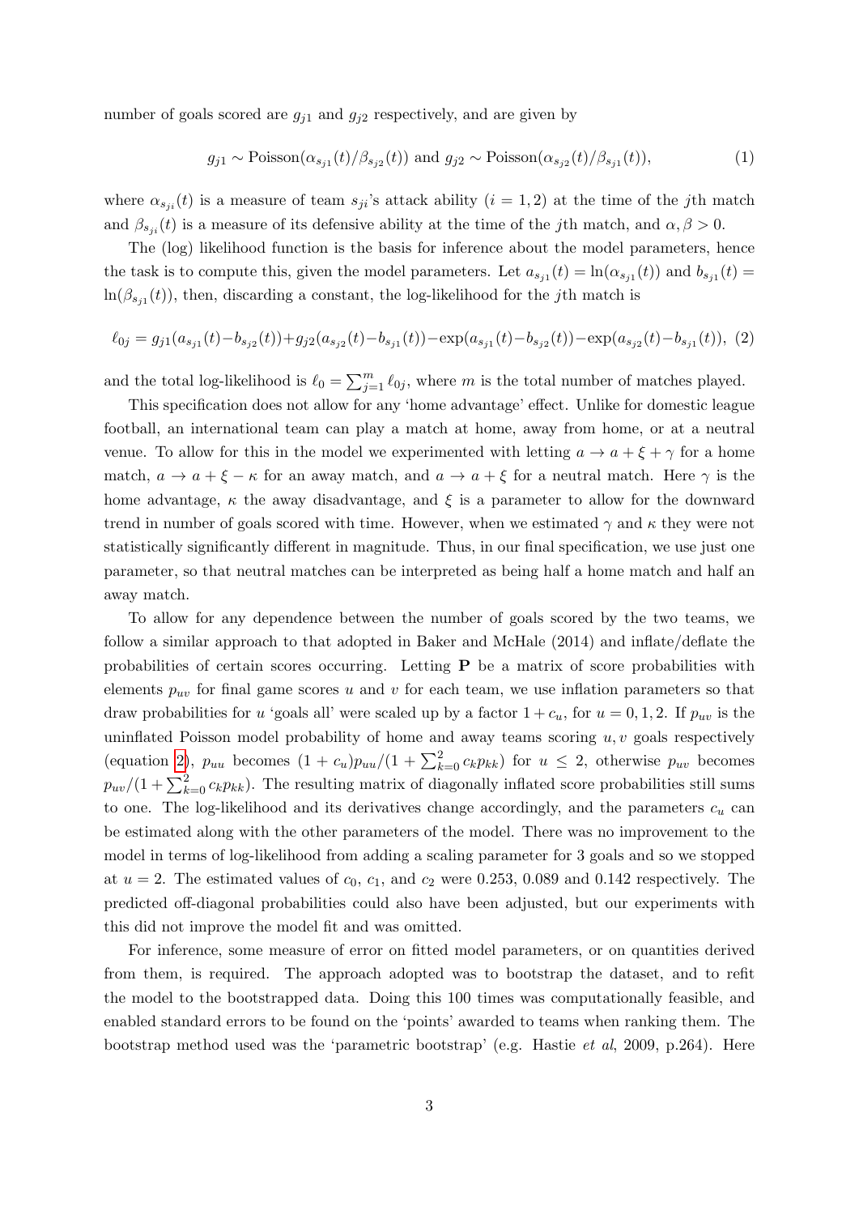number of goals scored are $g_{j1}$ and $g_{j2}$ respectively, and are given by

$$g_{j1} \sim \text{Poisson}(\alpha_{s_{j1}}(t)/\beta_{s_{j2}}(t)) \text{ and } g_{j2} \sim \text{Poisson}(\alpha_{s_{j2}}(t)/\beta_{s_{j1}}(t)), \tag{1}$$

where $\alpha_{s_{ji}}(t)$ is a measure of team $s_{ji}$'s attack ability ($i = 1, 2$) at the time of the $j$th match and $\beta_{s_{ji}}(t)$ is a measure of its defensive ability at the time of the $j$th match, and $\alpha, \beta > 0$.

The (log) likelihood function is the basis for inference about the model parameters, hence the task is to compute this, given the model parameters. Let $a_{s_{j1}}(t) = \ln(\alpha_{s_{j1}}(t))$ and $b_{s_{j1}}(t) = \ln(\beta_{s_{j1}}(t))$, then, discarding a constant, the log-likelihood for the $j$th match is

$$\ell_{0j} = g_{j1}(a_{s_{j1}}(t)-b_{s_{j2}}(t))+g_{j2}(a_{s_{j2}}(t)-b_{s_{j1}}(t))-\exp(a_{s_{j1}}(t)-b_{s_{j2}}(t))-\exp(a_{s_{j2}}(t)-b_{s_{j1}}(t)), \tag{2}$$

and the total log-likelihood is $\ell_0 = \sum_{j=1}^{m} \ell_{0j}$, where $m$ is the total number of matches played.

This specification does not allow for any 'home advantage' effect. Unlike for domestic league football, an international team can play a match at home, away from home, or at a neutral venue. To allow for this in the model we experimented with letting $a \to a + \xi + \gamma$ for a home match, $a \to a + \xi - \kappa$ for an away match, and $a \to a + \xi$ for a neutral match. Here $\gamma$ is the home advantage, $\kappa$ the away disadvantage, and $\xi$ is a parameter to allow for the downward trend in number of goals scored with time. However, when we estimated $\gamma$ and $\kappa$ they were not statistically significantly different in magnitude. Thus, in our final specification, we use just one parameter, so that neutral matches can be interpreted as being half a home match and half an away match.

To allow for any dependence between the number of goals scored by the two teams, we follow a similar approach to that adopted in Baker and McHale (2014) and inflate/deflate the probabilities of certain scores occurring. Letting $\mathbf{P}$ be a matrix of score probabilities with elements $p_{uv}$ for final game scores $u$ and $v$ for each team, we use inflation parameters so that draw probabilities for $u$ 'goals all' were scaled up by a factor $1 + c_u$, for $u = 0, 1, 2$. If $p_{uv}$ is the uninflated Poisson model probability of home and away teams scoring $u, v$ goals respectively (equation 2), $p_{uu}$ becomes $(1 + c_u)p_{uu}/(1 + \sum_{k=0}^{2} c_k p_{kk})$ for $u \leq 2$, otherwise $p_{uv}$ becomes $p_{uv}/(1 + \sum_{k=0}^{2} c_k p_{kk})$. The resulting matrix of diagonally inflated score probabilities still sums to one. The log-likelihood and its derivatives change accordingly, and the parameters $c_u$ can be estimated along with the other parameters of the model. There was no improvement to the model in terms of log-likelihood from adding a scaling parameter for 3 goals and so we stopped at $u = 2$. The estimated values of $c_0$, $c_1$, and $c_2$ were 0.253, 0.089 and 0.142 respectively. The predicted off-diagonal probabilities could also have been adjusted, but our experiments with this did not improve the model fit and was omitted.

For inference, some measure of error on fitted model parameters, or on quantities derived from them, is required. The approach adopted was to bootstrap the dataset, and to refit the model to the bootstrapped data. Doing this 100 times was computationally feasible, and enabled standard errors to be found on the 'points' awarded to teams when ranking them. The bootstrap method used was the 'parametric bootstrap' (e.g. Hastie *et al*, 2009, p.264). Here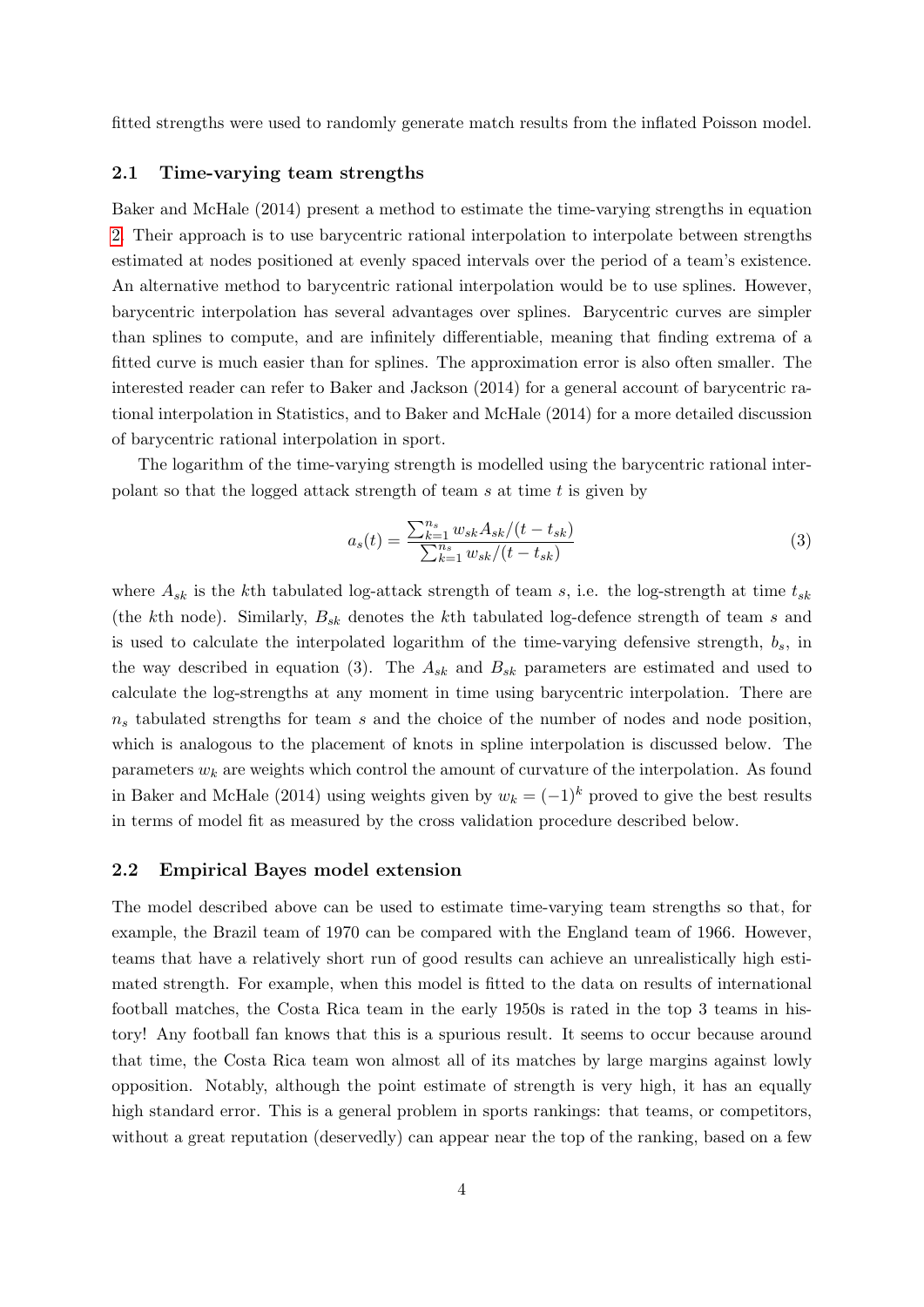fitted strengths were used to randomly generate match results from the inflated Poisson model.

### 2.1 Time-varying team strengths

Baker and McHale (2014) present a method to estimate the time-varying strengths in equation 2. Their approach is to use barycentric rational interpolation to interpolate between strengths estimated at nodes positioned at evenly spaced intervals over the period of a team's existence. An alternative method to barycentric rational interpolation would be to use splines. However, barycentric interpolation has several advantages over splines. Barycentric curves are simpler than splines to compute, and are infinitely differentiable, meaning that finding extrema of a fitted curve is much easier than for splines. The approximation error is also often smaller. The interested reader can refer to Baker and Jackson (2014) for a general account of barycentric rational interpolation in Statistics, and to Baker and McHale (2014) for a more detailed discussion of barycentric rational interpolation in sport.

The logarithm of the time-varying strength is modelled using the barycentric rational interpolant so that the logged attack strength of team $s$ at time $t$ is given by

$$a_s(t) = \frac{\sum_{k=1}^{n_s} w_{sk} A_{sk}/(t - t_{sk})}{\sum_{k=1}^{n_s} w_{sk}/(t - t_{sk})} \tag{3}$$

where $A_{sk}$ is the $k$th tabulated log-attack strength of team $s$, i.e. the log-strength at time $t_{sk}$ (the $k$th node). Similarly, $B_{sk}$ denotes the $k$th tabulated log-defence strength of team $s$ and is used to calculate the interpolated logarithm of the time-varying defensive strength, $b_s$, in the way described in equation (3). The $A_{sk}$ and $B_{sk}$ parameters are estimated and used to calculate the log-strengths at any moment in time using barycentric interpolation. There are $n_s$ tabulated strengths for team $s$ and the choice of the number of nodes and node position, which is analogous to the placement of knots in spline interpolation is discussed below. The parameters $w_k$ are weights which control the amount of curvature of the interpolation. As found in Baker and McHale (2014) using weights given by $w_k = (-1)^k$ proved to give the best results in terms of model fit as measured by the cross validation procedure described below.

### 2.2 Empirical Bayes model extension

The model described above can be used to estimate time-varying team strengths so that, for example, the Brazil team of 1970 can be compared with the England team of 1966. However, teams that have a relatively short run of good results can achieve an unrealistically high estimated strength. For example, when this model is fitted to the data on results of international football matches, the Costa Rica team in the early 1950s is rated in the top 3 teams in history! Any football fan knows that this is a spurious result. It seems to occur because around that time, the Costa Rica team won almost all of its matches by large margins against lowly opposition. Notably, although the point estimate of strength is very high, it has an equally high standard error. This is a general problem in sports rankings: that teams, or competitors, without a great reputation (deservedly) can appear near the top of the ranking, based on a few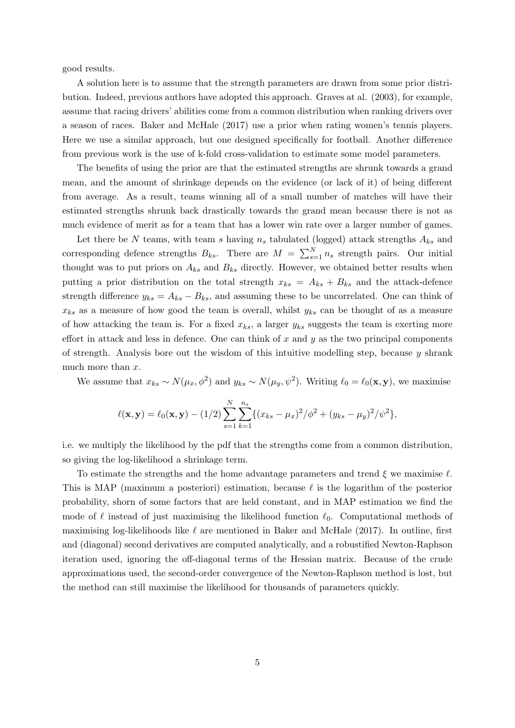good results.

A solution here is to assume that the strength parameters are drawn from some prior distribution. Indeed, previous authors have adopted this approach. Graves at al. (2003), for example, assume that racing drivers' abilities come from a common distribution when ranking drivers over a season of races. Baker and McHale (2017) use a prior when rating women's tennis players. Here we use a similar approach, but one designed specifically for football. Another difference from previous work is the use of k-fold cross-validation to estimate some model parameters.

The benefits of using the prior are that the estimated strengths are shrunk towards a grand mean, and the amount of shrinkage depends on the evidence (or lack of it) of being different from average. As a result, teams winning all of a small number of matches will have their estimated strengths shrunk back drastically towards the grand mean because there is not as much evidence of merit as for a team that has a lower win rate over a larger number of games.

Let there be $N$ teams, with team $s$ having $n_s$ tabulated (logged) attack strengths $A_{ks}$ and corresponding defence strengths $B_{ks}$. There are $M = \sum_{s=1}^{N} n_s$ strength pairs. Our initial thought was to put priors on $A_{ks}$ and $B_{ks}$ directly. However, we obtained better results when putting a prior distribution on the total strength $x_{ks} = A_{ks} + B_{ks}$ and the attack-defence strength difference $y_{ks} = A_{ks} - B_{ks}$, and assuming these to be uncorrelated. One can think of $x_{ks}$ as a measure of how good the team is overall, whilst $y_{ks}$ can be thought of as a measure of how attacking the team is. For a fixed $x_{ks}$, a larger $y_{ks}$ suggests the team is exerting more effort in attack and less in defence. One can think of $x$ and $y$ as the two principal components of strength. Analysis bore out the wisdom of this intuitive modelling step, because $y$ shrank much more than $x$.

We assume that $x_{ks} \sim N(\mu_x, \phi^2)$ and $y_{ks} \sim N(\mu_y, \psi^2)$. Writing $\ell_0 = \ell_0(\mathbf{x}, \mathbf{y})$, we maximise

$$\ell(\mathbf{x}, \mathbf{y}) = \ell_0(\mathbf{x}, \mathbf{y}) - (1/2) \sum_{s=1}^{N} \sum_{k=1}^{n_s} \{(x_{ks} - \mu_x)^2/\phi^2 + (y_{ks} - \mu_y)^2/\psi^2\},$$

i.e. we multiply the likelihood by the pdf that the strengths come from a common distribution, so giving the log-likelihood a shrinkage term.

To estimate the strengths and the home advantage parameters and trend $\xi$ we maximise $\ell$. This is MAP (maximum a posteriori) estimation, because $\ell$ is the logarithm of the posterior probability, shorn of some factors that are held constant, and in MAP estimation we find the mode of $\ell$ instead of just maximising the likelihood function $\ell_0$. Computational methods of maximising log-likelihoods like $\ell$ are mentioned in Baker and McHale (2017). In outline, first and (diagonal) second derivatives are computed analytically, and a robustified Newton-Raphson iteration used, ignoring the off-diagonal terms of the Hessian matrix. Because of the crude approximations used, the second-order convergence of the Newton-Raphson method is lost, but the method can still maximise the likelihood for thousands of parameters quickly.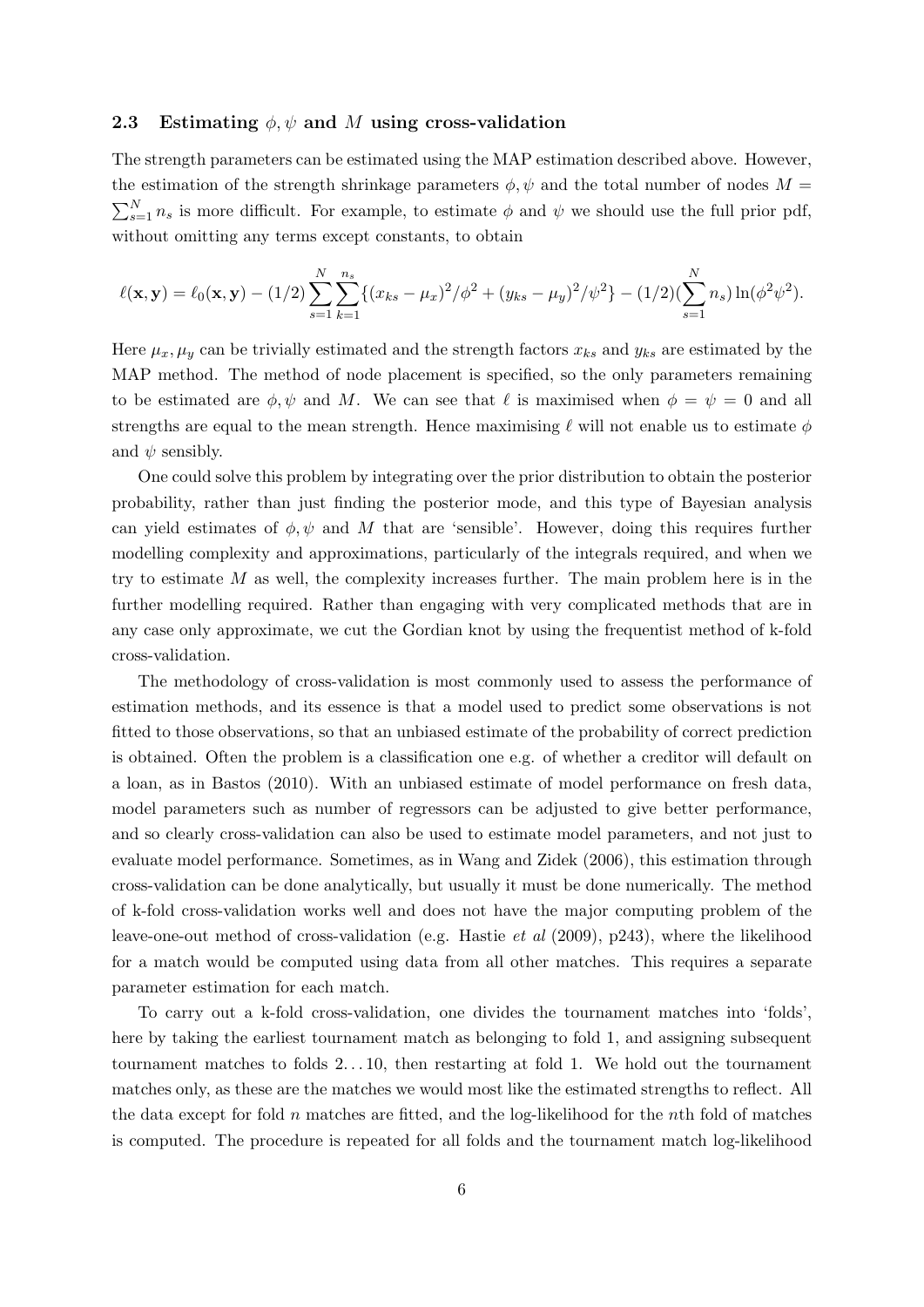### 2.3 Estimating $\phi, \psi$ and $M$ using cross-validation

The strength parameters can be estimated using the MAP estimation described above. However, the estimation of the strength shrinkage parameters $\phi, \psi$ and the total number of nodes $M = \sum_{s=1}^{N} n_s$ is more difficult. For example, to estimate $\phi$ and $\psi$ we should use the full prior pdf, without omitting any terms except constants, to obtain

$$\ell(\mathbf{x}, \mathbf{y}) = \ell_0(\mathbf{x}, \mathbf{y}) - (1/2) \sum_{s=1}^{N} \sum_{k=1}^{n_s} \{(x_{ks} - \mu_x)^2/\phi^2 + (y_{ks} - \mu_y)^2/\psi^2\} - (1/2)(\sum_{s=1}^{N} n_s) \ln(\phi^2\psi^2).$$

Here $\mu_x, \mu_y$ can be trivially estimated and the strength factors $x_{ks}$ and $y_{ks}$ are estimated by the MAP method. The method of node placement is specified, so the only parameters remaining to be estimated are $\phi, \psi$ and $M$. We can see that $\ell$ is maximised when $\phi = \psi = 0$ and all strengths are equal to the mean strength. Hence maximising $\ell$ will not enable us to estimate $\phi$ and $\psi$ sensibly.

One could solve this problem by integrating over the prior distribution to obtain the posterior probability, rather than just finding the posterior mode, and this type of Bayesian analysis can yield estimates of $\phi, \psi$ and $M$ that are 'sensible'. However, doing this requires further modelling complexity and approximations, particularly of the integrals required, and when we try to estimate $M$ as well, the complexity increases further. The main problem here is in the further modelling required. Rather than engaging with very complicated methods that are in any case only approximate, we cut the Gordian knot by using the frequentist method of k-fold cross-validation.

The methodology of cross-validation is most commonly used to assess the performance of estimation methods, and its essence is that a model used to predict some observations is not fitted to those observations, so that an unbiased estimate of the probability of correct prediction is obtained. Often the problem is a classification one e.g. of whether a creditor will default on a loan, as in Bastos (2010). With an unbiased estimate of model performance on fresh data, model parameters such as number of regressors can be adjusted to give better performance, and so clearly cross-validation can also be used to estimate model parameters, and not just to evaluate model performance. Sometimes, as in Wang and Zidek (2006), this estimation through cross-validation can be done analytically, but usually it must be done numerically. The method of k-fold cross-validation works well and does not have the major computing problem of the leave-one-out method of cross-validation (e.g. Hastie *et al* (2009), p243), where the likelihood for a match would be computed using data from all other matches. This requires a separate parameter estimation for each match.

To carry out a k-fold cross-validation, one divides the tournament matches into 'folds', here by taking the earliest tournament match as belonging to fold 1, and assigning subsequent tournament matches to folds 2. . . 10, then restarting at fold 1. We hold out the tournament matches only, as these are the matches we would most like the estimated strengths to reflect. All the data except for fold $n$ matches are fitted, and the log-likelihood for the $n$th fold of matches is computed. The procedure is repeated for all folds and the tournament match log-likelihood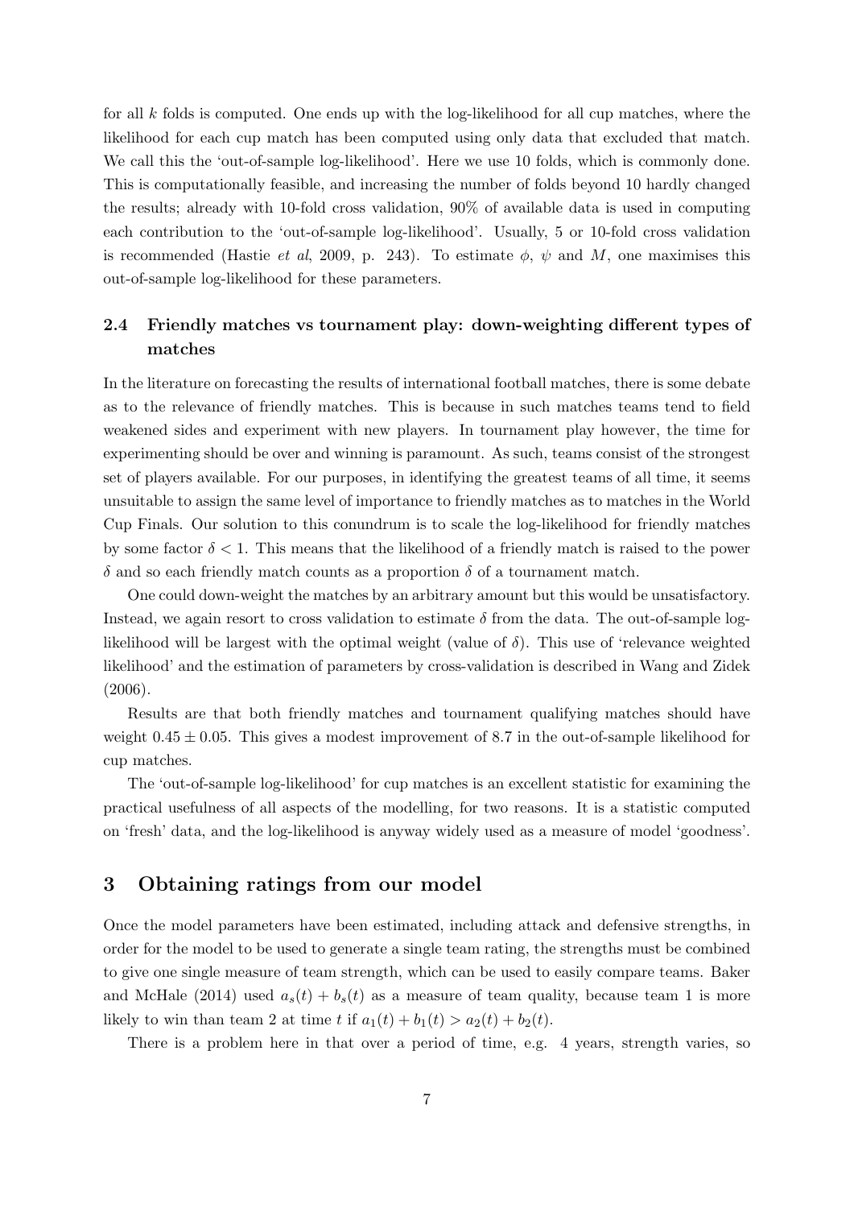for all $k$ folds is computed. One ends up with the log-likelihood for all cup matches, where the likelihood for each cup match has been computed using only data that excluded that match. We call this the 'out-of-sample log-likelihood'. Here we use 10 folds, which is commonly done. This is computationally feasible, and increasing the number of folds beyond 10 hardly changed the results; already with 10-fold cross validation, 90% of available data is used in computing each contribution to the 'out-of-sample log-likelihood'. Usually, 5 or 10-fold cross validation is recommended (Hastie *et al*, 2009, p. 243). To estimate $\phi$, $\psi$ and $M$, one maximises this out-of-sample log-likelihood for these parameters.

### 2.4 Friendly matches vs tournament play: down-weighting different types of matches

In the literature on forecasting the results of international football matches, there is some debate as to the relevance of friendly matches. This is because in such matches teams tend to field weakened sides and experiment with new players. In tournament play however, the time for experimenting should be over and winning is paramount. As such, teams consist of the strongest set of players available. For our purposes, in identifying the greatest teams of all time, it seems unsuitable to assign the same level of importance to friendly matches as to matches in the World Cup Finals. Our solution to this conundrum is to scale the log-likelihood for friendly matches by some factor $\delta < 1$. This means that the likelihood of a friendly match is raised to the power $\delta$ and so each friendly match counts as a proportion $\delta$ of a tournament match.

One could down-weight the matches by an arbitrary amount but this would be unsatisfactory. Instead, we again resort to cross validation to estimate $\delta$ from the data. The out-of-sample log-likelihood will be largest with the optimal weight (value of $\delta$). This use of 'relevance weighted likelihood' and the estimation of parameters by cross-validation is described in Wang and Zidek (2006).

Results are that both friendly matches and tournament qualifying matches should have weight $0.45 \pm 0.05$. This gives a modest improvement of 8.7 in the out-of-sample likelihood for cup matches.

The 'out-of-sample log-likelihood' for cup matches is an excellent statistic for examining the practical usefulness of all aspects of the modelling, for two reasons. It is a statistic computed on 'fresh' data, and the log-likelihood is anyway widely used as a measure of model 'goodness'.

## 3 Obtaining ratings from our model

Once the model parameters have been estimated, including attack and defensive strengths, in order for the model to be used to generate a single team rating, the strengths must be combined to give one single measure of team strength, which can be used to easily compare teams. Baker and McHale (2014) used $a_s(t) + b_s(t)$ as a measure of team quality, because team 1 is more likely to win than team 2 at time $t$ if $a_1(t) + b_1(t) > a_2(t) + b_2(t)$.

There is a problem here in that over a period of time, e.g. 4 years, strength varies, so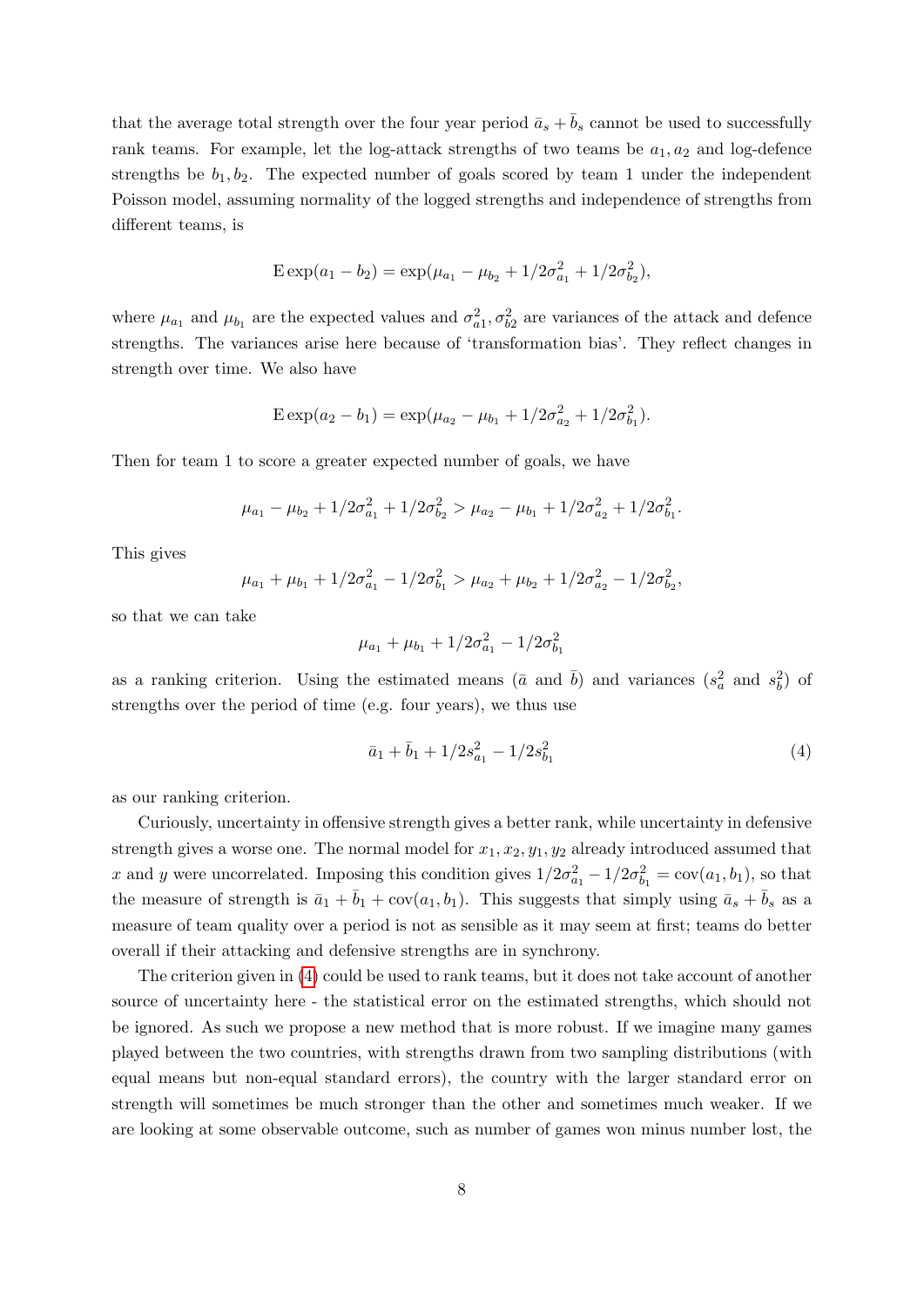that the average total strength over the four year period $\bar{a}_s + \bar{b}_s$ cannot be used to successfully rank teams. For example, let the log-attack strengths of two teams be $a_1, a_2$ and log-defence strengths be $b_1, b_2$. The expected number of goals scored by team 1 under the independent Poisson model, assuming normality of the logged strengths and independence of strengths from different teams, is

$$\mathrm{E}\exp(a_1 - b_2) = \exp(\mu_{a_1} - \mu_{b_2} + 1/2\sigma_{a_1}^2 + 1/2\sigma_{b_2}^2),$$

where $\mu_{a_1}$ and $\mu_{b_1}$ are the expected values and $\sigma_{a1}^2, \sigma_{b2}^2$ are variances of the attack and defence strengths. The variances arise here because of 'transformation bias'. They reflect changes in strength over time. We also have

$$\mathrm{E}\exp(a_2 - b_1) = \exp(\mu_{a_2} - \mu_{b_1} + 1/2\sigma_{a_2}^2 + 1/2\sigma_{b_1}^2).$$

Then for team 1 to score a greater expected number of goals, we have

$$\mu_{a_1} - \mu_{b_2} + 1/2\sigma_{a_1}^2 + 1/2\sigma_{b_2}^2 > \mu_{a_2} - \mu_{b_1} + 1/2\sigma_{a_2}^2 + 1/2\sigma_{b_1}^2.$$

This gives

$$\mu_{a_1} + \mu_{b_1} + 1/2\sigma_{a_1}^2 - 1/2\sigma_{b_1}^2 > \mu_{a_2} + \mu_{b_2} + 1/2\sigma_{a_2}^2 - 1/2\sigma_{b_2}^2,$$

so that we can take

$$\mu_{a_1} + \mu_{b_1} + 1/2\sigma_{a_1}^2 - 1/2\sigma_{b_1}^2$$

as a ranking criterion. Using the estimated means ($\bar{a}$ and $\bar{b}$) and variances ($s_a^2$ and $s_b^2$) of strengths over the period of time (e.g. four years), we thus use

$$\bar{a}_1 + \bar{b}_1 + 1/2s_{a_1}^2 - 1/2s_{b_1}^2 \tag{4}$$

as our ranking criterion.

Curiously, uncertainty in offensive strength gives a better rank, while uncertainty in defensive strength gives a worse one. The normal model for $x_1, x_2, y_1, y_2$ already introduced assumed that $x$ and $y$ were uncorrelated. Imposing this condition gives $1/2\sigma_{a_1}^2 - 1/2\sigma_{b_1}^2 = \mathrm{cov}(a_1, b_1)$, so that the measure of strength is $\bar{a}_1 + \bar{b}_1 + \mathrm{cov}(a_1, b_1)$. This suggests that simply using $\bar{a}_s + \bar{b}_s$ as a measure of team quality over a period is not as sensible as it may seem at first; teams do better overall if their attacking and defensive strengths are in synchrony.

The criterion given in (4) could be used to rank teams, but it does not take account of another source of uncertainty here - the statistical error on the estimated strengths, which should not be ignored. As such we propose a new method that is more robust. If we imagine many games played between the two countries, with strengths drawn from two sampling distributions (with equal means but non-equal standard errors), the country with the larger standard error on strength will sometimes be much stronger than the other and sometimes much weaker. If we are looking at some observable outcome, such as number of games won minus number lost, the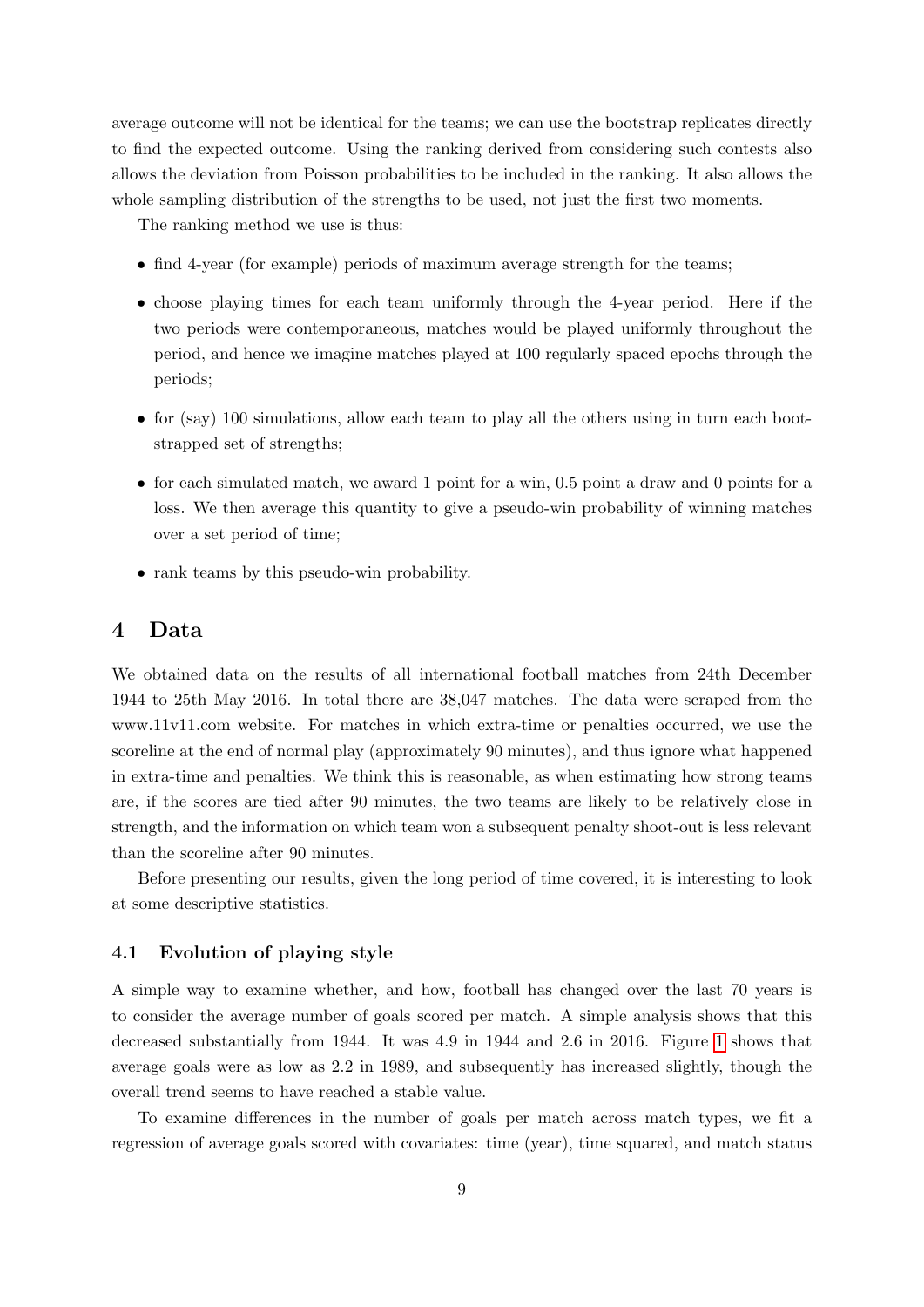average outcome will not be identical for the teams; we can use the bootstrap replicates directly to find the expected outcome. Using the ranking derived from considering such contests also allows the deviation from Poisson probabilities to be included in the ranking. It also allows the whole sampling distribution of the strengths to be used, not just the first two moments.

The ranking method we use is thus:

- find 4-year (for example) periods of maximum average strength for the teams;
- choose playing times for each team uniformly through the 4-year period. Here if the two periods were contemporaneous, matches would be played uniformly throughout the period, and hence we imagine matches played at 100 regularly spaced epochs through the periods;
- for (say) 100 simulations, allow each team to play all the others using in turn each bootstrapped set of strengths;
- for each simulated match, we award 1 point for a win, 0.5 point a draw and 0 points for a loss. We then average this quantity to give a pseudo-win probability of winning matches over a set period of time;
- rank teams by this pseudo-win probability.

## 4 Data

We obtained data on the results of all international football matches from 24th December 1944 to 25th May 2016. In total there are 38,047 matches. The data were scraped from the www.11v11.com website. For matches in which extra-time or penalties occurred, we use the scoreline at the end of normal play (approximately 90 minutes), and thus ignore what happened in extra-time and penalties. We think this is reasonable, as when estimating how strong teams are, if the scores are tied after 90 minutes, the two teams are likely to be relatively close in strength, and the information on which team won a subsequent penalty shoot-out is less relevant than the scoreline after 90 minutes.

Before presenting our results, given the long period of time covered, it is interesting to look at some descriptive statistics.

### 4.1 Evolution of playing style

A simple way to examine whether, and how, football has changed over the last 70 years is to consider the average number of goals scored per match. A simple analysis shows that this decreased substantially from 1944. It was 4.9 in 1944 and 2.6 in 2016. Figure 1 shows that average goals were as low as 2.2 in 1989, and subsequently has increased slightly, though the overall trend seems to have reached a stable value.

To examine differences in the number of goals per match across match types, we fit a regression of average goals scored with covariates: time (year), time squared, and match status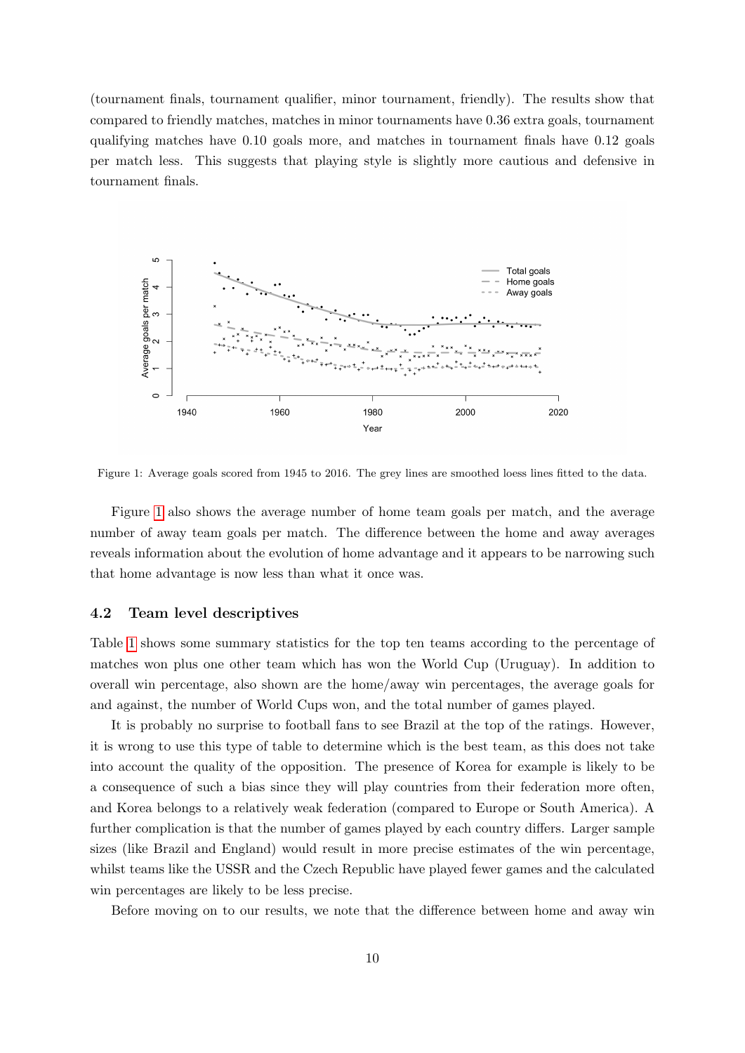(tournament finals, tournament qualifier, minor tournament, friendly). The results show that compared to friendly matches, matches in minor tournaments have 0.36 extra goals, tournament qualifying matches have 0.10 goals more, and matches in tournament finals have 0.12 goals per match less. This suggests that playing style is slightly more cautious and defensive in tournament finals.

Figure 1: Average goals scored from 1945 to 2016. The grey lines are smoothed loess lines fitted to the data.

Figure 1 also shows the average number of home team goals per match, and the average number of away team goals per match. The difference between the home and away averages reveals information about the evolution of home advantage and it appears to be narrowing such that home advantage is now less than what it once was.

### 4.2 Team level descriptives

Table 1 shows some summary statistics for the top ten teams according to the percentage of matches won plus one other team which has won the World Cup (Uruguay). In addition to overall win percentage, also shown are the home/away win percentages, the average goals for and against, the number of World Cups won, and the total number of games played.

It is probably no surprise to football fans to see Brazil at the top of the ratings. However, it is wrong to use this type of table to determine which is the best team, as this does not take into account the quality of the opposition. The presence of Korea for example is likely to be a consequence of such a bias since they will play countries from their federation more often, and Korea belongs to a relatively weak federation (compared to Europe or South America). A further complication is that the number of games played by each country differs. Larger sample sizes (like Brazil and England) would result in more precise estimates of the win percentage, whilst teams like the USSR and the Czech Republic have played fewer games and the calculated win percentages are likely to be less precise.

Before moving on to our results, we note that the difference between home and away win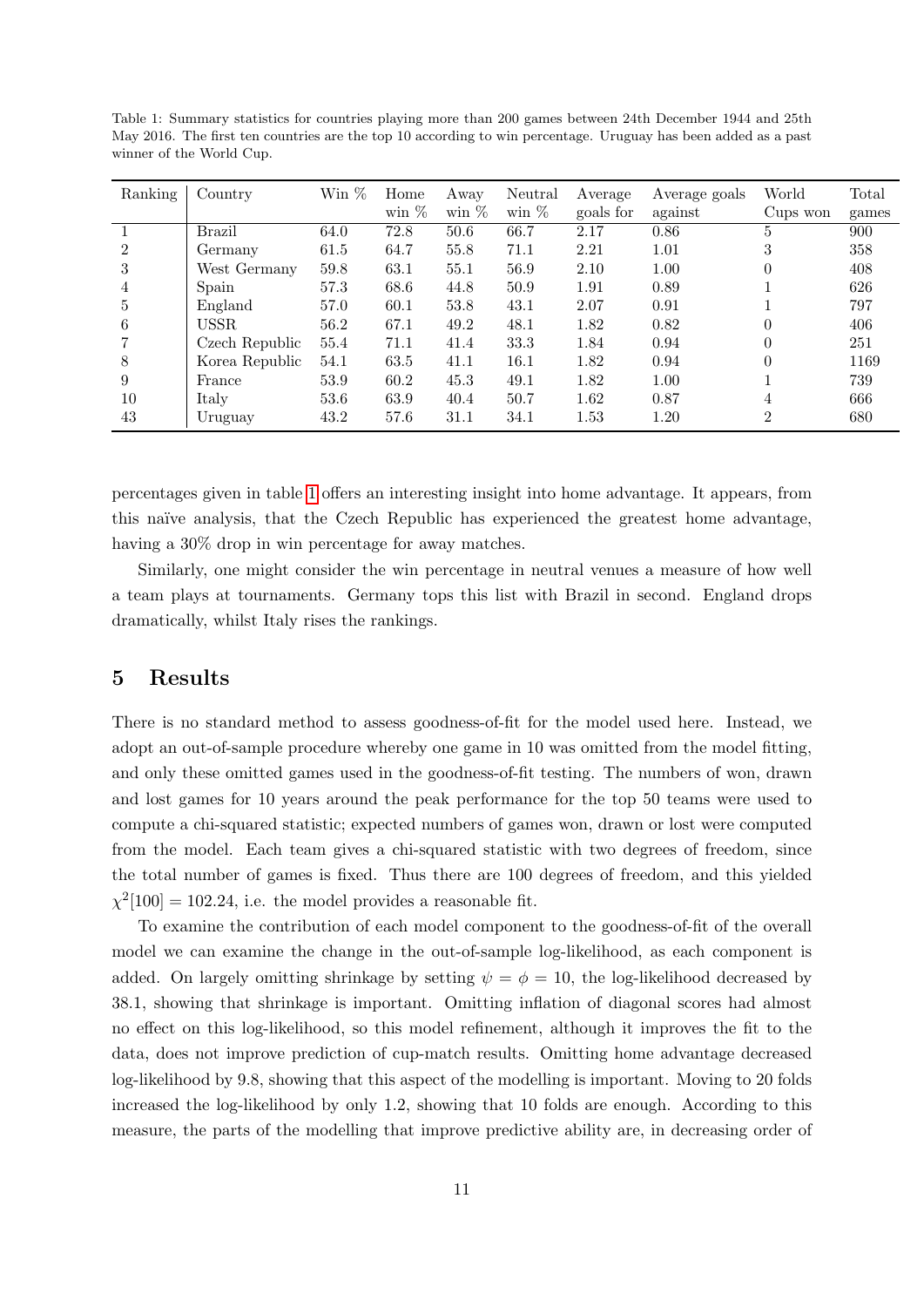Table 1: Summary statistics for countries playing more than 200 games between 24th December 1944 and 25th May 2016. The first ten countries are the top 10 according to win percentage. Uruguay has been added as a past winner of the World Cup.

| Ranking | Country | Win % | Home win % | Away win % | Neutral win % | Average goals for | Average goals against | World Cups won | Total games |
|---|---|---|---|---|---|---|---|---|---|
| 1 | Brazil | 64.0 | 72.8 | 50.6 | 66.7 | 2.17 | 0.86 | 5 | 900 |
| 2 | Germany | 61.5 | 64.7 | 55.8 | 71.1 | 2.21 | 1.01 | 3 | 358 |
| 3 | West Germany | 59.8 | 63.1 | 55.1 | 56.9 | 2.10 | 1.00 | 0 | 408 |
| 4 | Spain | 57.3 | 68.6 | 44.8 | 50.9 | 1.91 | 0.89 | 1 | 626 |
| 5 | England | 57.0 | 60.1 | 53.8 | 43.1 | 2.07 | 0.91 | 1 | 797 |
| 6 | USSR | 56.2 | 67.1 | 49.2 | 48.1 | 1.82 | 0.82 | 0 | 406 |
| 7 | Czech Republic | 55.4 | 71.1 | 41.4 | 33.3 | 1.84 | 0.94 | 0 | 251 |
| 8 | Korea Republic | 54.1 | 63.5 | 41.1 | 16.1 | 1.82 | 0.94 | 0 | 1169 |
| 9 | France | 53.9 | 60.2 | 45.3 | 49.1 | 1.82 | 1.00 | 1 | 739 |
| 10 | Italy | 53.6 | 63.9 | 40.4 | 50.7 | 1.62 | 0.87 | 4 | 666 |
| 43 | Uruguay | 43.2 | 57.6 | 31.1 | 34.1 | 1.53 | 1.20 | 2 | 680 |

percentages given in table 1 offers an interesting insight into home advantage. It appears, from this naïve analysis, that the Czech Republic has experienced the greatest home advantage, having a 30% drop in win percentage for away matches.

Similarly, one might consider the win percentage in neutral venues a measure of how well a team plays at tournaments. Germany tops this list with Brazil in second. England drops dramatically, whilst Italy rises the rankings.

## 5 Results

There is no standard method to assess goodness-of-fit for the model used here. Instead, we adopt an out-of-sample procedure whereby one game in 10 was omitted from the model fitting, and only these omitted games used in the goodness-of-fit testing. The numbers of won, drawn and lost games for 10 years around the peak performance for the top 50 teams were used to compute a chi-squared statistic; expected numbers of games won, drawn or lost were computed from the model. Each team gives a chi-squared statistic with two degrees of freedom, since the total number of games is fixed. Thus there are 100 degrees of freedom, and this yielded $\chi^2[100] = 102.24$, i.e. the model provides a reasonable fit.

To examine the contribution of each model component to the goodness-of-fit of the overall model we can examine the change in the out-of-sample log-likelihood, as each component is added. On largely omitting shrinkage by setting $\psi = \phi = 10$, the log-likelihood decreased by 38.1, showing that shrinkage is important. Omitting inflation of diagonal scores had almost no effect on this log-likelihood, so this model refinement, although it improves the fit to the data, does not improve prediction of cup-match results. Omitting home advantage decreased log-likelihood by 9.8, showing that this aspect of the modelling is important. Moving to 20 folds increased the log-likelihood by only 1.2, showing that 10 folds are enough. According to this measure, the parts of the modelling that improve predictive ability are, in decreasing order of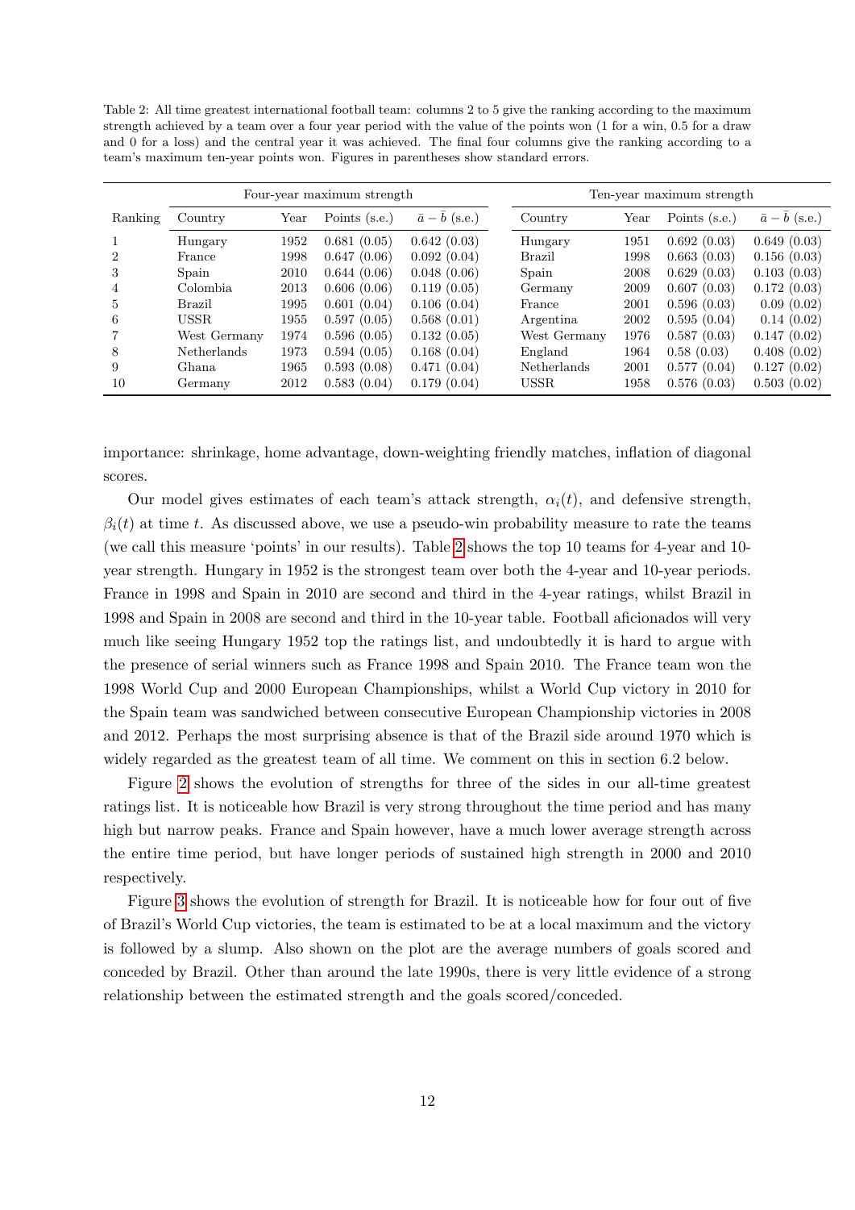Table 2: All time greatest international football team: columns 2 to 5 give the ranking according to the maximum strength achieved by a team over a four year period with the value of the points won (1 for a win, 0.5 for a draw and 0 for a loss) and the central year it was achieved. The final four columns give the ranking according to a team's maximum ten-year points won. Figures in parentheses show standard errors.

| | Four-year maximum strength | | | | Ten-year maximum strength | | | |
|---|---|---|---|---|---|---|---|---|
| Ranking | Country | Year | Points (s.e.) | $\bar{a} - \bar{b}$ (s.e.) | Country | Year | Points (s.e.) | $\bar{a} - \bar{b}$ (s.e.) |
| 1 | Hungary | 1952 | 0.681 (0.05) | 0.642 (0.03) | Hungary | 1951 | 0.692 (0.03) | 0.649 (0.03) |
| 2 | France | 1998 | 0.647 (0.06) | 0.092 (0.04) | Brazil | 1998 | 0.663 (0.03) | 0.156 (0.03) |
| 3 | Spain | 2010 | 0.644 (0.06) | 0.048 (0.06) | Spain | 2008 | 0.629 (0.03) | 0.103 (0.03) |
| 4 | Colombia | 2013 | 0.606 (0.06) | 0.119 (0.05) | Germany | 2009 | 0.607 (0.03) | 0.172 (0.03) |
| 5 | Brazil | 1995 | 0.601 (0.04) | 0.106 (0.04) | France | 2001 | 0.596 (0.03) | 0.09 (0.02) |
| 6 | USSR | 1955 | 0.597 (0.05) | 0.568 (0.01) | Argentina | 2002 | 0.595 (0.04) | 0.14 (0.02) |
| 7 | West Germany | 1974 | 0.596 (0.05) | 0.132 (0.05) | West Germany | 1976 | 0.587 (0.03) | 0.147 (0.02) |
| 8 | Netherlands | 1973 | 0.594 (0.05) | 0.168 (0.04) | England | 1964 | 0.58 (0.03) | 0.408 (0.02) |
| 9 | Ghana | 1965 | 0.593 (0.08) | 0.471 (0.04) | Netherlands | 2001 | 0.577 (0.04) | 0.127 (0.02) |
| 10 | Germany | 2012 | 0.583 (0.04) | 0.179 (0.04) | USSR | 1958 | 0.576 (0.03) | 0.503 (0.02) |

importance: shrinkage, home advantage, down-weighting friendly matches, inflation of diagonal scores.

Our model gives estimates of each team's attack strength, $\alpha_i(t)$, and defensive strength, $\beta_i(t)$ at time $t$. As discussed above, we use a pseudo-win probability measure to rate the teams (we call this measure 'points' in our results). Table 2 shows the top 10 teams for 4-year and 10-year strength. Hungary in 1952 is the strongest team over both the 4-year and 10-year periods. France in 1998 and Spain in 2010 are second and third in the 4-year ratings, whilst Brazil in 1998 and Spain in 2008 are second and third in the 10-year table. Football aficionados will very much like seeing Hungary 1952 top the ratings list, and undoubtedly it is hard to argue with the presence of serial winners such as France 1998 and Spain 2010. The France team won the 1998 World Cup and 2000 European Championships, whilst a World Cup victory in 2010 for the Spain team was sandwiched between consecutive European Championship victories in 2008 and 2012. Perhaps the most surprising absence is that of the Brazil side around 1970 which is widely regarded as the greatest team of all time. We comment on this in section 6.2 below.

Figure 2 shows the evolution of strengths for three of the sides in our all-time greatest ratings list. It is noticeable how Brazil is very strong throughout the time period and has many high but narrow peaks. France and Spain however, have a much lower average strength across the entire time period, but have longer periods of sustained high strength in 2000 and 2010 respectively.

Figure 3 shows the evolution of strength for Brazil. It is noticeable how for four out of five of Brazil's World Cup victories, the team is estimated to be at a local maximum and the victory is followed by a slump. Also shown on the plot are the average numbers of goals scored and conceded by Brazil. Other than around the late 1990s, there is very little evidence of a strong relationship between the estimated strength and the goals scored/conceded.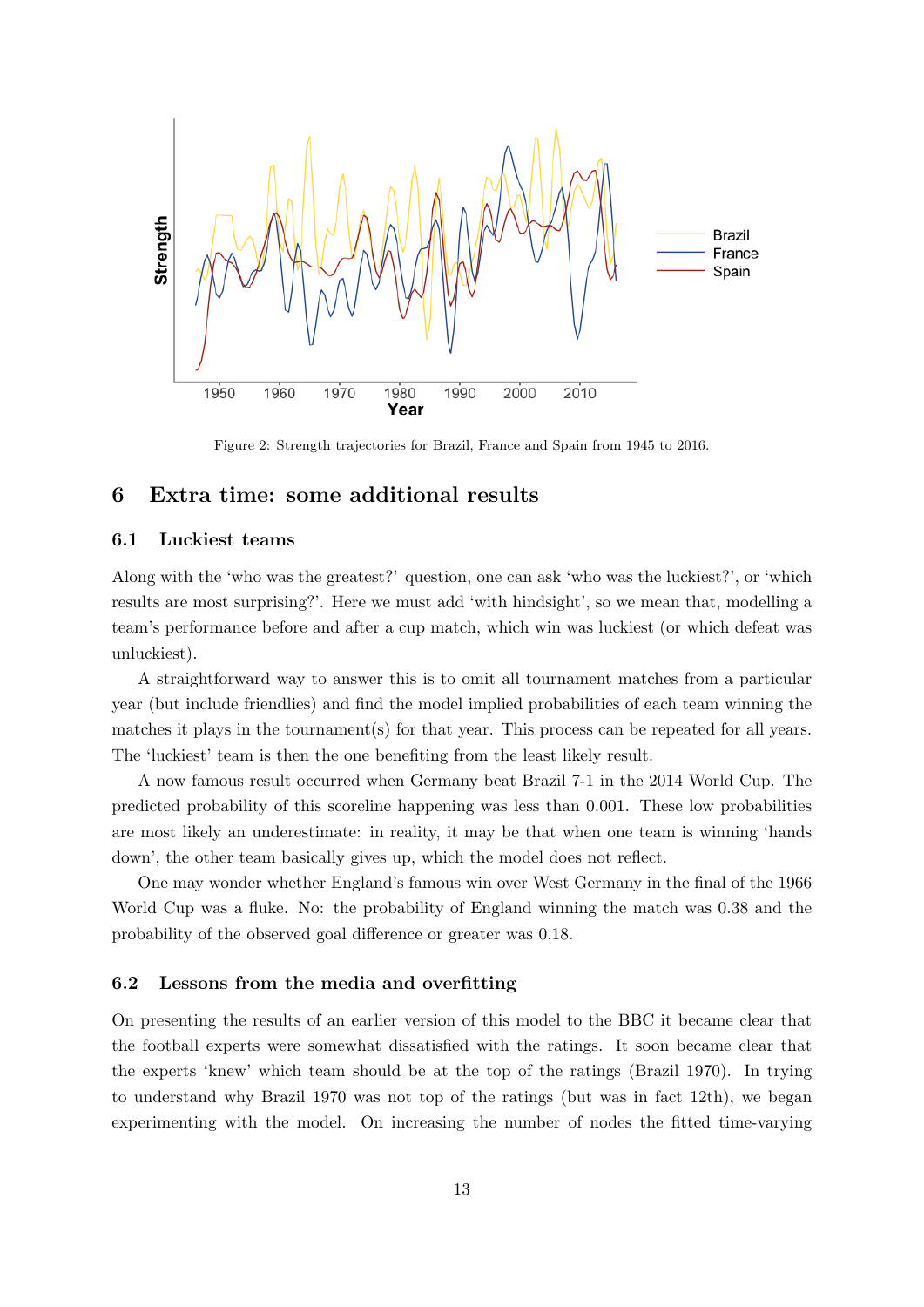Figure 2: Strength trajectories for Brazil, France and Spain from 1945 to 2016.

## 6 Extra time: some additional results

### 6.1 Luckiest teams

Along with the 'who was the greatest?' question, one can ask 'who was the luckiest?', or 'which results are most surprising?'. Here we must add 'with hindsight', so we mean that, modelling a team's performance before and after a cup match, which win was luckiest (or which defeat was unluckiest).

A straightforward way to answer this is to omit all tournament matches from a particular year (but include friendlies) and find the model implied probabilities of each team winning the matches it plays in the tournament(s) for that year. This process can be repeated for all years. The 'luckiest' team is then the one benefiting from the least likely result.

A now famous result occurred when Germany beat Brazil 7-1 in the 2014 World Cup. The predicted probability of this scoreline happening was less than 0.001. These low probabilities are most likely an underestimate: in reality, it may be that when one team is winning 'hands down', the other team basically gives up, which the model does not reflect.

One may wonder whether England's famous win over West Germany in the final of the 1966 World Cup was a fluke. No: the probability of England winning the match was 0.38 and the probability of the observed goal difference or greater was 0.18.

### 6.2 Lessons from the media and overfitting

On presenting the results of an earlier version of this model to the BBC it became clear that the football experts were somewhat dissatisfied with the ratings. It soon became clear that the experts 'knew' which team should be at the top of the ratings (Brazil 1970). In trying to understand why Brazil 1970 was not top of the ratings (but was in fact 12th), we began experimenting with the model. On increasing the number of nodes the fitted time-varying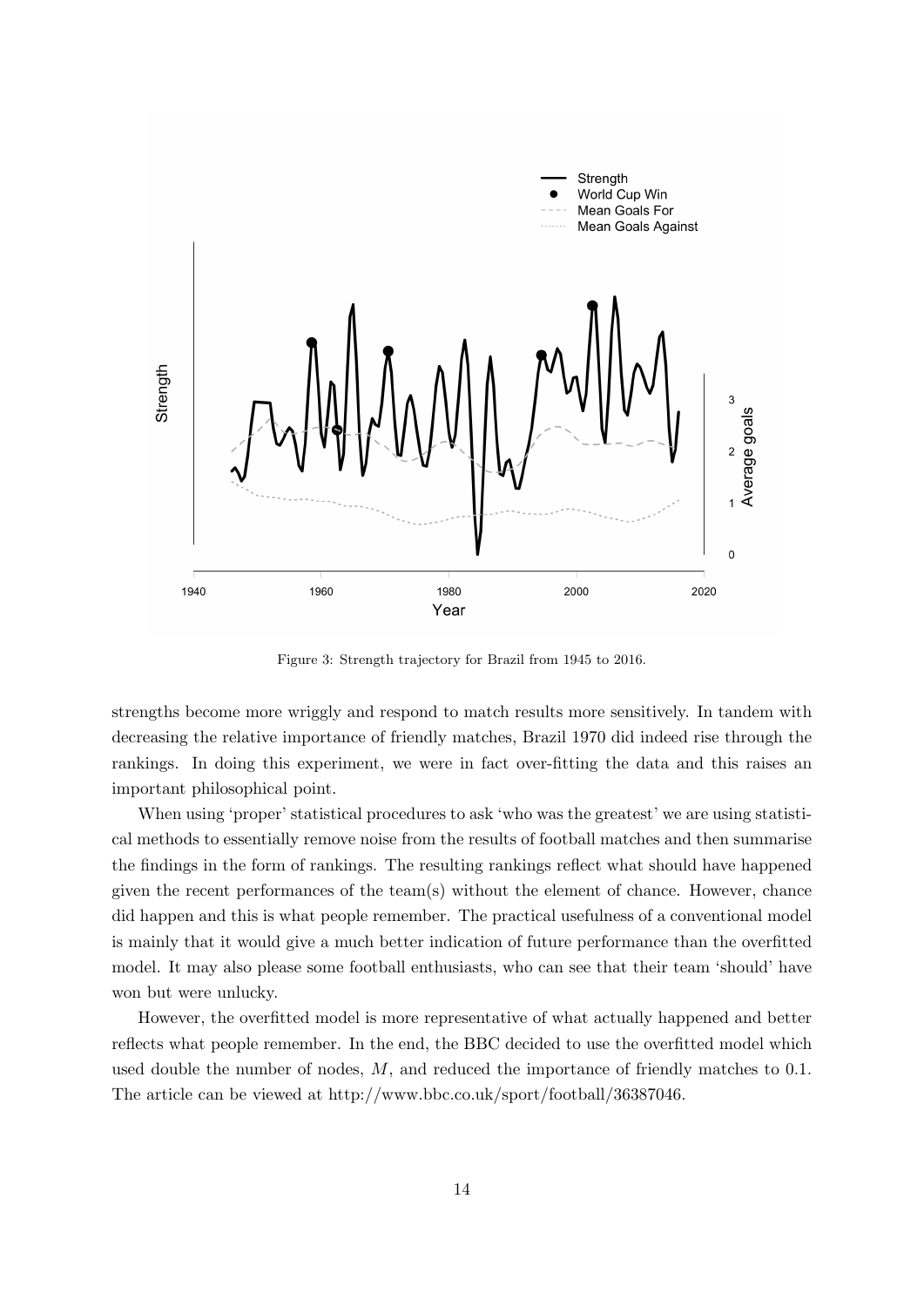Figure 3: Strength trajectory for Brazil from 1945 to 2016.

strengths become more wriggly and respond to match results more sensitively. In tandem with decreasing the relative importance of friendly matches, Brazil 1970 did indeed rise through the rankings. In doing this experiment, we were in fact over-fitting the data and this raises an important philosophical point.

When using 'proper' statistical procedures to ask 'who was the greatest' we are using statistical methods to essentially remove noise from the results of football matches and then summarise the findings in the form of rankings. The resulting rankings reflect what should have happened given the recent performances of the team(s) without the element of chance. However, chance did happen and this is what people remember. The practical usefulness of a conventional model is mainly that it would give a much better indication of future performance than the overfitted model. It may also please some football enthusiasts, who can see that their team 'should' have won but were unlucky.

However, the overfitted model is more representative of what actually happened and better reflects what people remember. In the end, the BBC decided to use the overfitted model which used double the number of nodes, $M$, and reduced the importance of friendly matches to 0.1. The article can be viewed at http://www.bbc.co.uk/sport/football/36387046.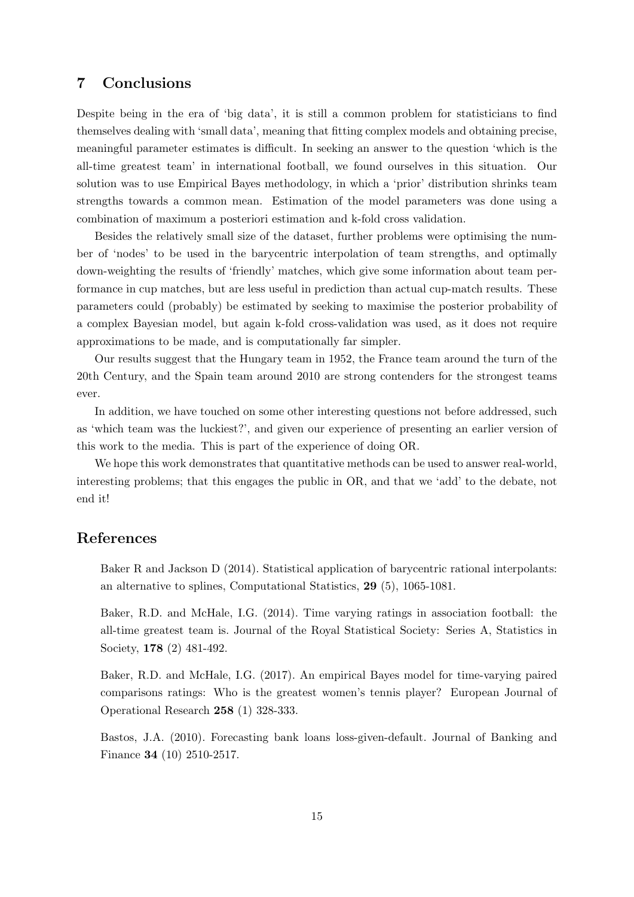## 7 Conclusions

Despite being in the era of 'big data', it is still a common problem for statisticians to find themselves dealing with 'small data', meaning that fitting complex models and obtaining precise, meaningful parameter estimates is difficult. In seeking an answer to the question 'which is the all-time greatest team' in international football, we found ourselves in this situation. Our solution was to use Empirical Bayes methodology, in which a 'prior' distribution shrinks team strengths towards a common mean. Estimation of the model parameters was done using a combination of maximum a posteriori estimation and k-fold cross validation.

Besides the relatively small size of the dataset, further problems were optimising the number of 'nodes' to be used in the barycentric interpolation of team strengths, and optimally down-weighting the results of 'friendly' matches, which give some information about team performance in cup matches, but are less useful in prediction than actual cup-match results. These parameters could (probably) be estimated by seeking to maximise the posterior probability of a complex Bayesian model, but again k-fold cross-validation was used, as it does not require approximations to be made, and is computationally far simpler.

Our results suggest that the Hungary team in 1952, the France team around the turn of the 20th Century, and the Spain team around 2010 are strong contenders for the strongest teams ever.

In addition, we have touched on some other interesting questions not before addressed, such as 'which team was the luckiest?', and given our experience of presenting an earlier version of this work to the media. This is part of the experience of doing OR.

We hope this work demonstrates that quantitative methods can be used to answer real-world, interesting problems; that this engages the public in OR, and that we 'add' to the debate, not end it!

## References

Baker R and Jackson D (2014). Statistical application of barycentric rational interpolants: an alternative to splines, Computational Statistics, **29** (5), 1065-1081.

Baker, R.D. and McHale, I.G. (2014). Time varying ratings in association football: the all-time greatest team is. Journal of the Royal Statistical Society: Series A, Statistics in Society, **178** (2) 481-492.

Baker, R.D. and McHale, I.G. (2017). An empirical Bayes model for time-varying paired comparisons ratings: Who is the greatest women's tennis player? European Journal of Operational Research **258** (1) 328-333.

Bastos, J.A. (2010). Forecasting bank loans loss-given-default. Journal of Banking and Finance **34** (10) 2510-2517.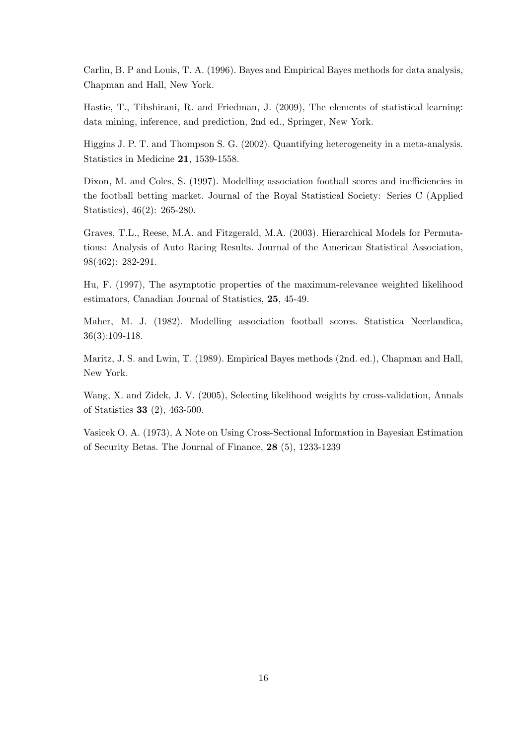Carlin, B. P and Louis, T. A. (1996). Bayes and Empirical Bayes methods for data analysis, Chapman and Hall, New York.

Hastie, T., Tibshirani, R. and Friedman, J. (2009), The elements of statistical learning: data mining, inference, and prediction, 2nd ed., Springer, New York.

Higgins J. P. T. and Thompson S. G. (2002). Quantifying heterogeneity in a meta-analysis. Statistics in Medicine **21**, 1539-1558.

Dixon, M. and Coles, S. (1997). Modelling association football scores and inefficiencies in the football betting market. Journal of the Royal Statistical Society: Series C (Applied Statistics), 46(2): 265-280.

Graves, T.L., Reese, M.A. and Fitzgerald, M.A. (2003). Hierarchical Models for Permutations: Analysis of Auto Racing Results. Journal of the American Statistical Association, 98(462): 282-291.

Hu, F. (1997), The asymptotic properties of the maximum-relevance weighted likelihood estimators, Canadian Journal of Statistics, **25**, 45-49.

Maher, M. J. (1982). Modelling association football scores. Statistica Neerlandica, 36(3):109-118.

Maritz, J. S. and Lwin, T. (1989). Empirical Bayes methods (2nd. ed.), Chapman and Hall, New York.

Wang, X. and Zidek, J. V. (2005), Selecting likelihood weights by cross-validation, Annals of Statistics **33** (2), 463-500.

Vasicek O. A. (1973), A Note on Using Cross-Sectional Information in Bayesian Estimation of Security Betas. The Journal of Finance, **28** (5), 1233-1239